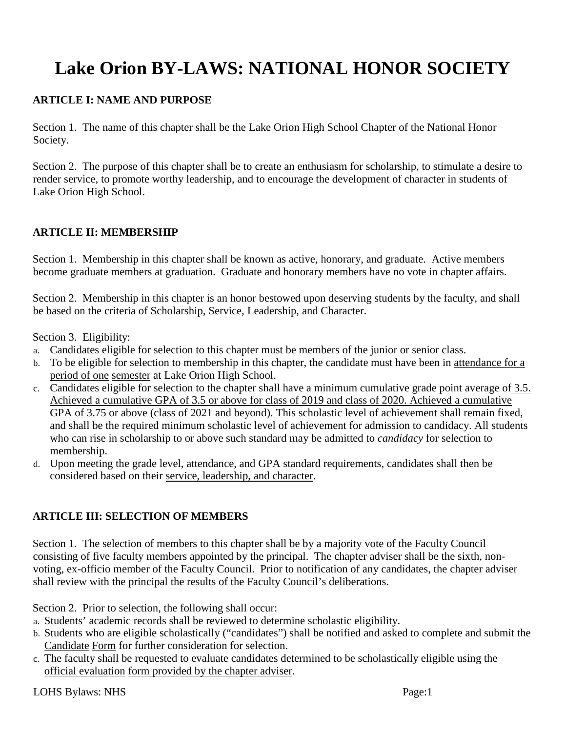# Lake Orion BY-LAWS: NATIONAL HONOR SOCIETY

## ARTICLE I: NAME AND PURPOSE

Section 1. The name of this chapter shall be the Lake Orion High School Chapter of the National Honor Society.

Section 2. The purpose of this chapter shall be to create an enthusiasm for scholarship, to stimulate a desire to render service, to promote worthy leadership, and to encourage the development of character in students of Lake Orion High School.

## ARTICLE II: MEMBERSHIP

Section 1. Membership in this chapter shall be known as active, honorary, and graduate. Active members become graduate members at graduation. Graduate and honorary members have no vote in chapter affairs.

Section 2. Membership in this chapter is an honor bestowed upon deserving students by the faculty, and shall be based on the criteria of Scholarship, Service, Leadership, and Character.

Section 3. Eligibility:

a. Candidates eligible for selection to this chapter must be members of the junior or senior class.
b. To be eligible for selection to membership in this chapter, the candidate must have been in attendance for a period of one semester at Lake Orion High School.
c. Candidates eligible for selection to the chapter shall have a minimum cumulative grade point average of 3.5. Achieved a cumulative GPA of 3.5 or above for class of 2019 and class of 2020. Achieved a cumulative GPA of 3.75 or above (class of 2021 and beyond). This scholastic level of achievement shall remain fixed, and shall be the required minimum scholastic level of achievement for admission to candidacy. All students who can rise in scholarship to or above such standard may be admitted to *candidacy* for selection to membership.
d. Upon meeting the grade level, attendance, and GPA standard requirements, candidates shall then be considered based on their service, leadership, and character.

## ARTICLE III: SELECTION OF MEMBERS

Section 1. The selection of members to this chapter shall be by a majority vote of the Faculty Council consisting of five faculty members appointed by the principal. The chapter adviser shall be the sixth, non-voting, ex-officio member of the Faculty Council. Prior to notification of any candidates, the chapter adviser shall review with the principal the results of the Faculty Council's deliberations.

Section 2. Prior to selection, the following shall occur:

a. Students' academic records shall be reviewed to determine scholastic eligibility.
b. Students who are eligible scholastically ("candidates") shall be notified and asked to complete and submit the Candidate Form for further consideration for selection.
c. The faculty shall be requested to evaluate candidates determined to be scholastically eligible using the official evaluation form provided by the chapter adviser.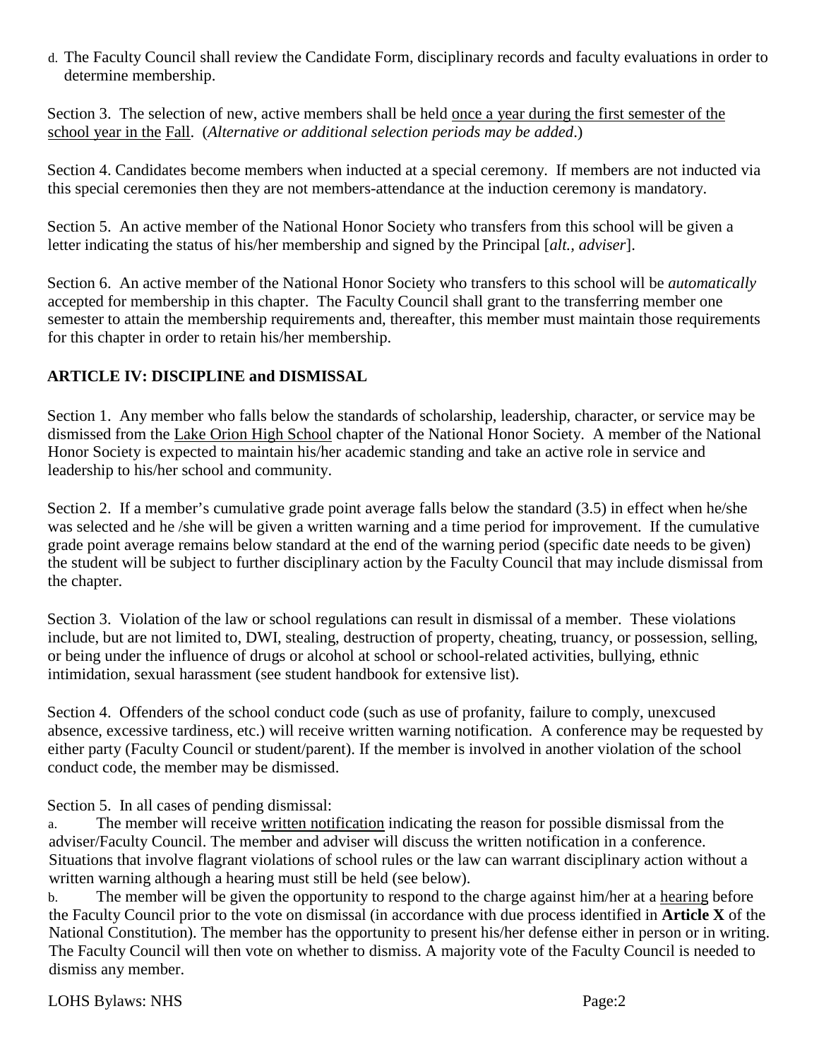d. The Faculty Council shall review the Candidate Form, disciplinary records and faculty evaluations in order to determine membership.

Section 3. The selection of new, active members shall be held <u>once a year during the first semester of the school year in the</u> <u>Fall</u>. (*Alternative or additional selection periods may be added*.)

Section 4. Candidates become members when inducted at a special ceremony. If members are not inducted via this special ceremonies then they are not members-attendance at the induction ceremony is mandatory.

Section 5. An active member of the National Honor Society who transfers from this school will be given a letter indicating the status of his/her membership and signed by the Principal [*alt., adviser*].

Section 6. An active member of the National Honor Society who transfers to this school will be *automatically* accepted for membership in this chapter. The Faculty Council shall grant to the transferring member one semester to attain the membership requirements and, thereafter, this member must maintain those requirements for this chapter in order to retain his/her membership.

## ARTICLE IV: DISCIPLINE and DISMISSAL

Section 1. Any member who falls below the standards of scholarship, leadership, character, or service may be dismissed from the <u>Lake Orion High School</u> chapter of the National Honor Society. A member of the National Honor Society is expected to maintain his/her academic standing and take an active role in service and leadership to his/her school and community.

Section 2. If a member's cumulative grade point average falls below the standard (3.5) in effect when he/she was selected and he /she will be given a written warning and a time period for improvement. If the cumulative grade point average remains below standard at the end of the warning period (specific date needs to be given) the student will be subject to further disciplinary action by the Faculty Council that may include dismissal from the chapter.

Section 3. Violation of the law or school regulations can result in dismissal of a member. These violations include, but are not limited to, DWI, stealing, destruction of property, cheating, truancy, or possession, selling, or being under the influence of drugs or alcohol at school or school-related activities, bullying, ethnic intimidation, sexual harassment (see student handbook for extensive list).

Section 4. Offenders of the school conduct code (such as use of profanity, failure to comply, unexcused absence, excessive tardiness, etc.) will receive written warning notification. A conference may be requested by either party (Faculty Council or student/parent). If the member is involved in another violation of the school conduct code, the member may be dismissed.

Section 5. In all cases of pending dismissal:

a. The member will receive <u>written notification</u> indicating the reason for possible dismissal from the adviser/Faculty Council. The member and adviser will discuss the written notification in a conference. Situations that involve flagrant violations of school rules or the law can warrant disciplinary action without a written warning although a hearing must still be held (see below).

b. The member will be given the opportunity to respond to the charge against him/her at a <u>hearing</u> before the Faculty Council prior to the vote on dismissal (in accordance with due process identified in **Article X** of the National Constitution). The member has the opportunity to present his/her defense either in person or in writing. The Faculty Council will then vote on whether to dismiss. A majority vote of the Faculty Council is needed to dismiss any member.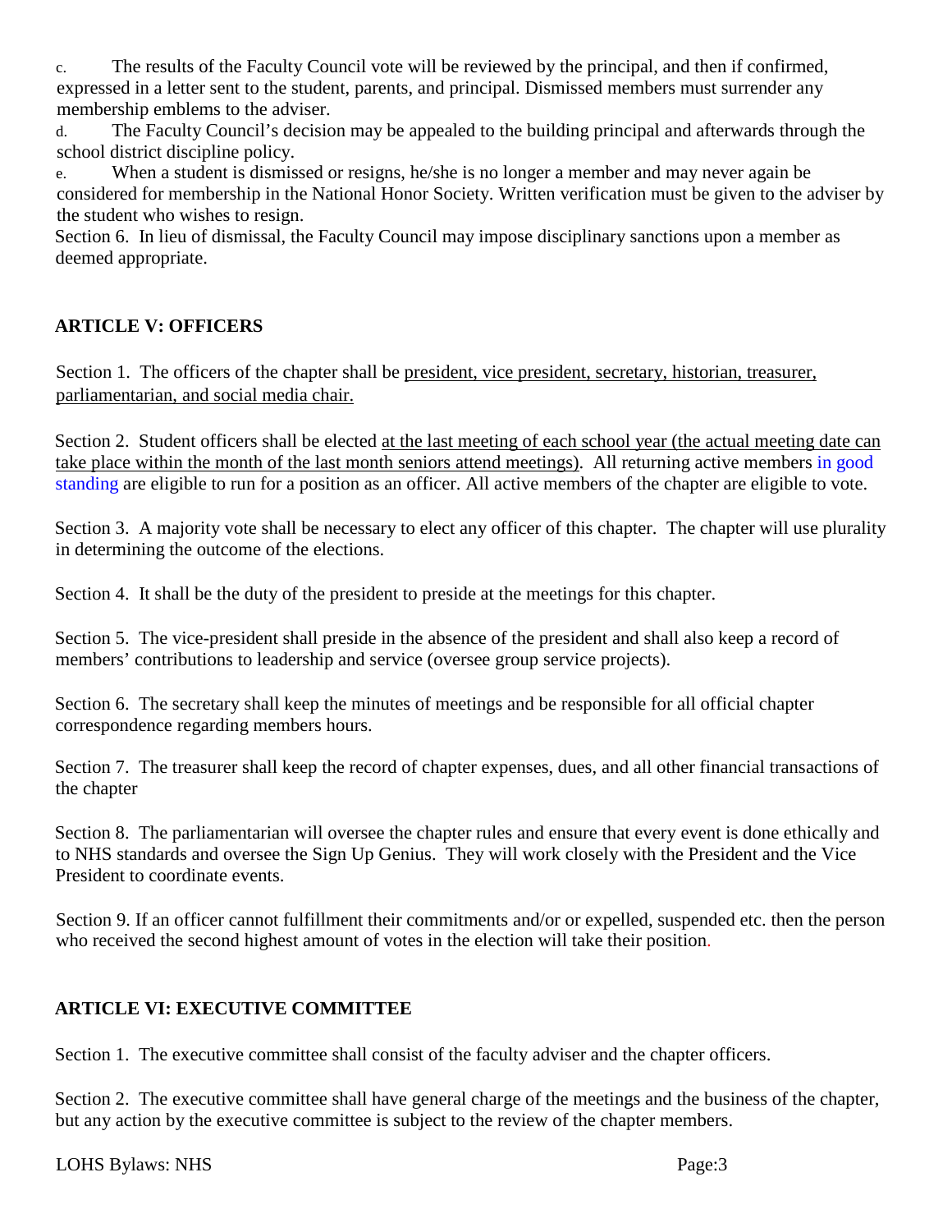c. The results of the Faculty Council vote will be reviewed by the principal, and then if confirmed, expressed in a letter sent to the student, parents, and principal. Dismissed members must surrender any membership emblems to the adviser.

d. The Faculty Council's decision may be appealed to the building principal and afterwards through the school district discipline policy.

e. When a student is dismissed or resigns, he/she is no longer a member and may never again be considered for membership in the National Honor Society. Written verification must be given to the adviser by the student who wishes to resign.

Section 6. In lieu of dismissal, the Faculty Council may impose disciplinary sanctions upon a member as deemed appropriate.

## ARTICLE V: OFFICERS

Section 1. The officers of the chapter shall be <u>president, vice president, secretary, historian, treasurer, parliamentarian, and social media chair.</u>

Section 2. Student officers shall be elected <u>at the last meeting of each school year (the actual meeting date can take place within the month of the last month seniors attend meetings)</u>. All returning active members in good standing are eligible to run for a position as an officer. All active members of the chapter are eligible to vote.

Section 3. A majority vote shall be necessary to elect any officer of this chapter. The chapter will use plurality in determining the outcome of the elections.

Section 4. It shall be the duty of the president to preside at the meetings for this chapter.

Section 5. The vice-president shall preside in the absence of the president and shall also keep a record of members' contributions to leadership and service (oversee group service projects).

Section 6. The secretary shall keep the minutes of meetings and be responsible for all official chapter correspondence regarding members hours.

Section 7. The treasurer shall keep the record of chapter expenses, dues, and all other financial transactions of the chapter

Section 8. The parliamentarian will oversee the chapter rules and ensure that every event is done ethically and to NHS standards and oversee the Sign Up Genius. They will work closely with the President and the Vice President to coordinate events.

Section 9. If an officer cannot fulfillment their commitments and/or or expelled, suspended etc. then the person who received the second highest amount of votes in the election will take their position.

## ARTICLE VI: EXECUTIVE COMMITTEE

Section 1. The executive committee shall consist of the faculty adviser and the chapter officers.

Section 2. The executive committee shall have general charge of the meetings and the business of the chapter, but any action by the executive committee is subject to the review of the chapter members.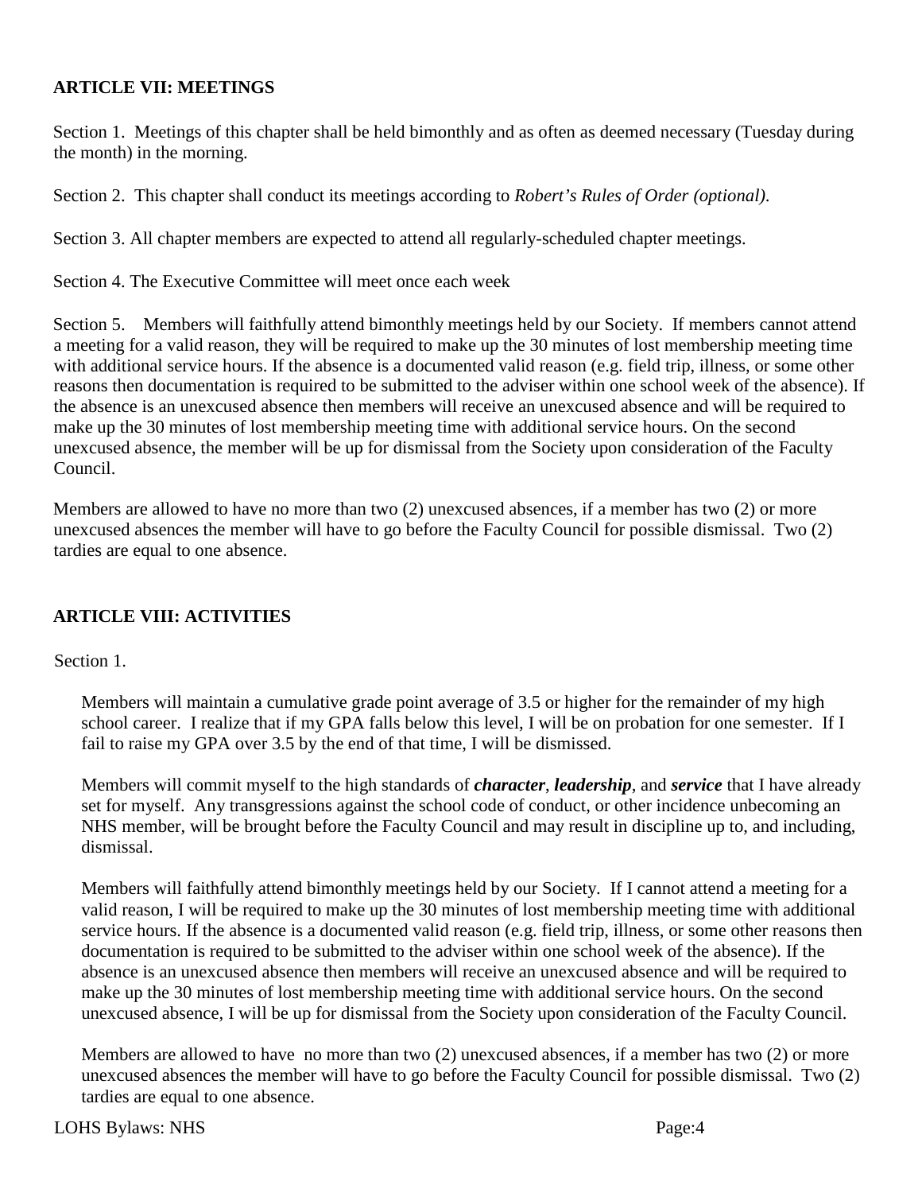## ARTICLE VII: MEETINGS

Section 1. Meetings of this chapter shall be held bimonthly and as often as deemed necessary (Tuesday during the month) in the morning.

Section 2. This chapter shall conduct its meetings according to *Robert's Rules of Order (optional).*

Section 3. All chapter members are expected to attend all regularly-scheduled chapter meetings.

Section 4. The Executive Committee will meet once each week

Section 5. Members will faithfully attend bimonthly meetings held by our Society. If members cannot attend a meeting for a valid reason, they will be required to make up the 30 minutes of lost membership meeting time with additional service hours. If the absence is a documented valid reason (e.g. field trip, illness, or some other reasons then documentation is required to be submitted to the adviser within one school week of the absence). If the absence is an unexcused absence then members will receive an unexcused absence and will be required to make up the 30 minutes of lost membership meeting time with additional service hours. On the second unexcused absence, the member will be up for dismissal from the Society upon consideration of the Faculty Council.

Members are allowed to have no more than two (2) unexcused absences, if a member has two (2) or more unexcused absences the member will have to go before the Faculty Council for possible dismissal. Two (2) tardies are equal to one absence.

## ARTICLE VIII: ACTIVITIES

Section 1.

Members will maintain a cumulative grade point average of 3.5 or higher for the remainder of my high school career. I realize that if my GPA falls below this level, I will be on probation for one semester. If I fail to raise my GPA over 3.5 by the end of that time, I will be dismissed.

Members will commit myself to the high standards of ***character***, ***leadership***, and ***service*** that I have already set for myself. Any transgressions against the school code of conduct, or other incidence unbecoming an NHS member, will be brought before the Faculty Council and may result in discipline up to, and including, dismissal.

Members will faithfully attend bimonthly meetings held by our Society. If I cannot attend a meeting for a valid reason, I will be required to make up the 30 minutes of lost membership meeting time with additional service hours. If the absence is a documented valid reason (e.g. field trip, illness, or some other reasons then documentation is required to be submitted to the adviser within one school week of the absence). If the absence is an unexcused absence then members will receive an unexcused absence and will be required to make up the 30 minutes of lost membership meeting time with additional service hours. On the second unexcused absence, I will be up for dismissal from the Society upon consideration of the Faculty Council.

Members are allowed to have no more than two (2) unexcused absences, if a member has two (2) or more unexcused absences the member will have to go before the Faculty Council for possible dismissal. Two (2) tardies are equal to one absence.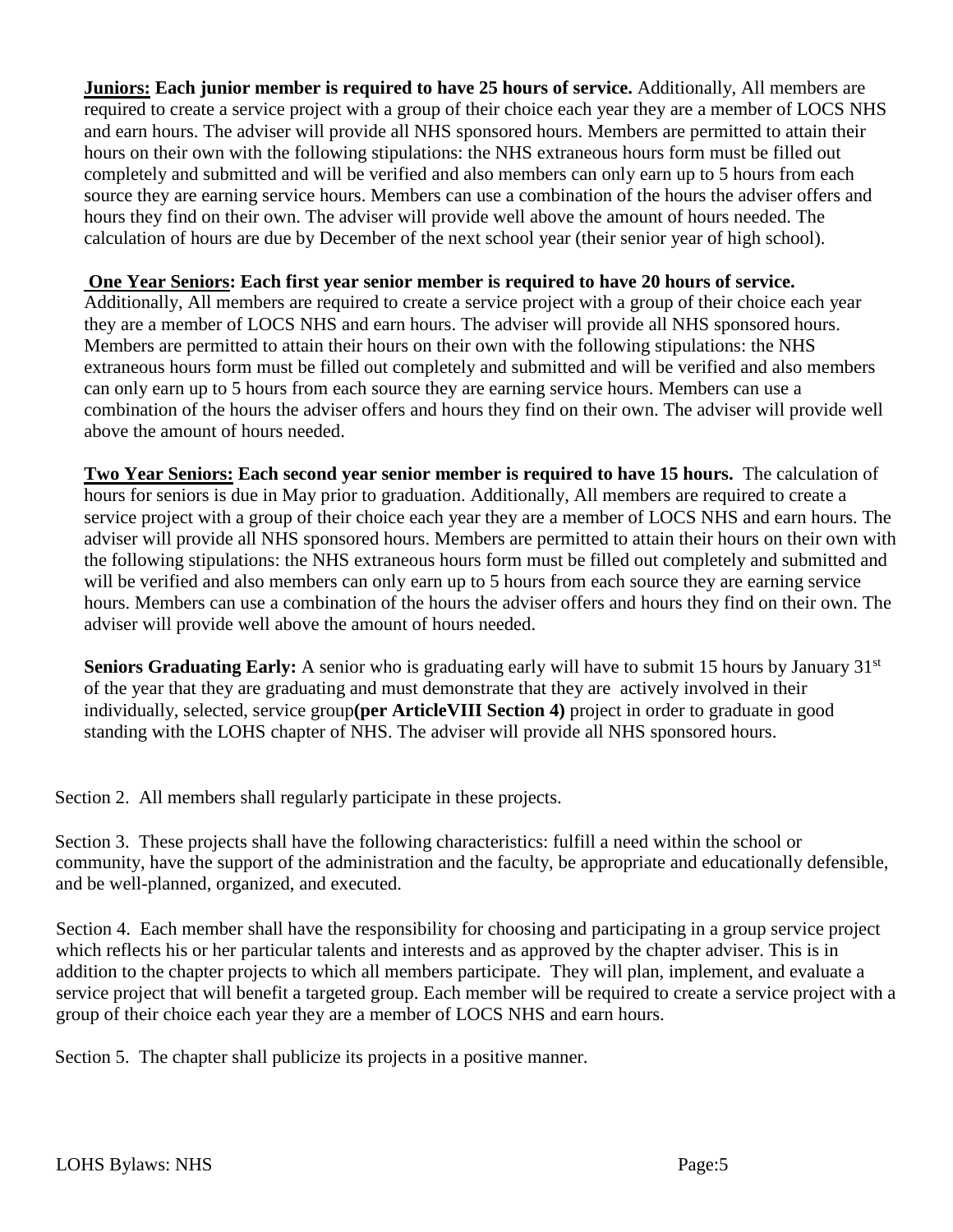**Juniors: Each junior member is required to have 25 hours of service.** Additionally, All members are required to create a service project with a group of their choice each year they are a member of LOCS NHS and earn hours. The adviser will provide all NHS sponsored hours. Members are permitted to attain their hours on their own with the following stipulations: the NHS extraneous hours form must be filled out completely and submitted and will be verified and also members can only earn up to 5 hours from each source they are earning service hours. Members can use a combination of the hours the adviser offers and hours they find on their own. The adviser will provide well above the amount of hours needed. The calculation of hours are due by December of the next school year (their senior year of high school).

**One Year Seniors: Each first year senior member is required to have 20 hours of service.** Additionally, All members are required to create a service project with a group of their choice each year they are a member of LOCS NHS and earn hours. The adviser will provide all NHS sponsored hours. Members are permitted to attain their hours on their own with the following stipulations: the NHS extraneous hours form must be filled out completely and submitted and will be verified and also members can only earn up to 5 hours from each source they are earning service hours. Members can use a combination of the hours the adviser offers and hours they find on their own. The adviser will provide well above the amount of hours needed.

**Two Year Seniors: Each second year senior member is required to have 15 hours.** The calculation of hours for seniors is due in May prior to graduation. Additionally, All members are required to create a service project with a group of their choice each year they are a member of LOCS NHS and earn hours. The adviser will provide all NHS sponsored hours. Members are permitted to attain their hours on their own with the following stipulations: the NHS extraneous hours form must be filled out completely and submitted and will be verified and also members can only earn up to 5 hours from each source they are earning service hours. Members can use a combination of the hours the adviser offers and hours they find on their own. The adviser will provide well above the amount of hours needed.

**Seniors Graduating Early:** A senior who is graduating early will have to submit 15 hours by January 31st of the year that they are graduating and must demonstrate that they are actively involved in their individually, selected, service group**(per ArticleVIII Section 4)** project in order to graduate in good standing with the LOHS chapter of NHS. The adviser will provide all NHS sponsored hours.

Section 2. All members shall regularly participate in these projects.

Section 3. These projects shall have the following characteristics: fulfill a need within the school or community, have the support of the administration and the faculty, be appropriate and educationally defensible, and be well-planned, organized, and executed.

Section 4. Each member shall have the responsibility for choosing and participating in a group service project which reflects his or her particular talents and interests and as approved by the chapter adviser. This is in addition to the chapter projects to which all members participate. They will plan, implement, and evaluate a service project that will benefit a targeted group. Each member will be required to create a service project with a group of their choice each year they are a member of LOCS NHS and earn hours.

Section 5. The chapter shall publicize its projects in a positive manner.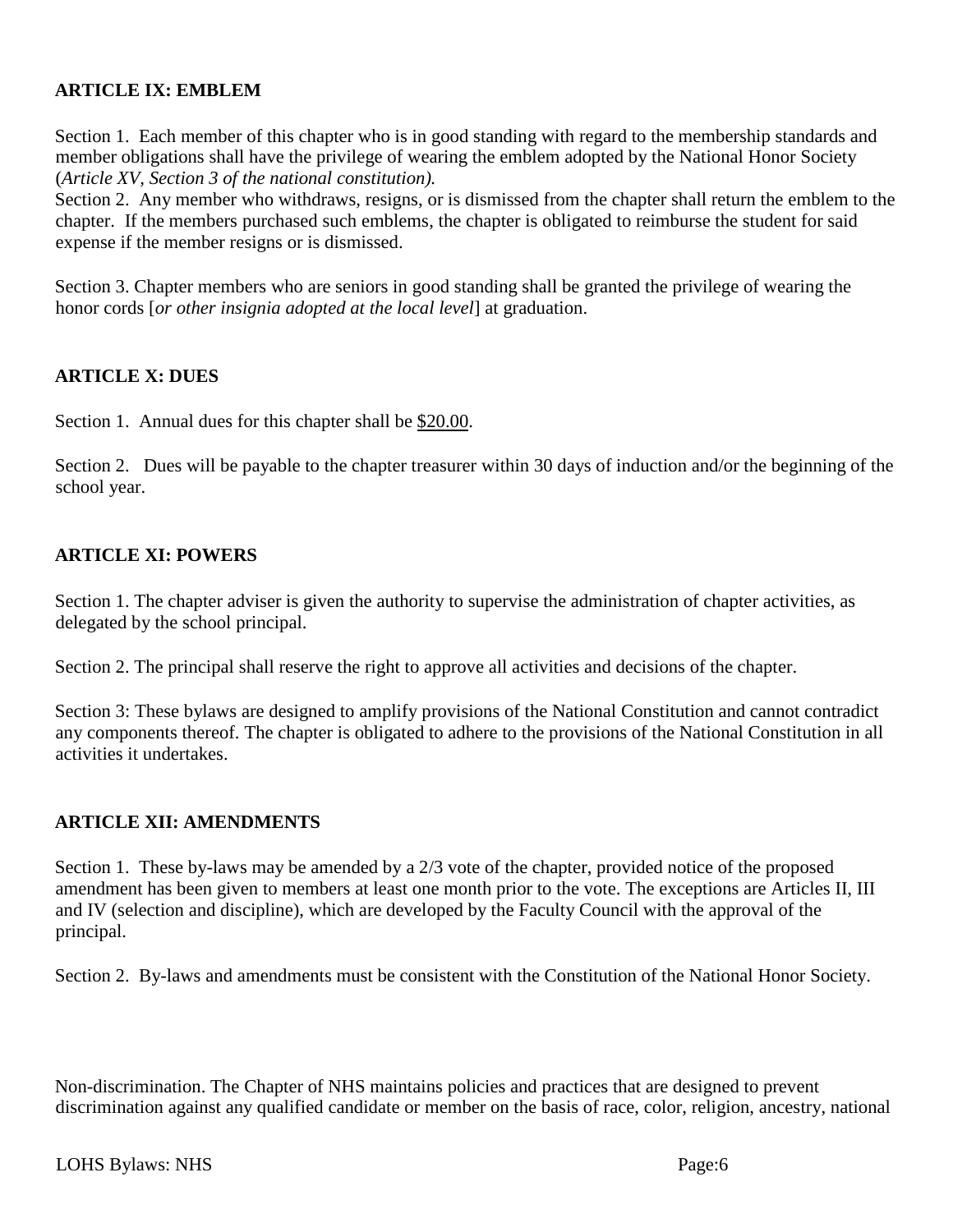**ARTICLE IX: EMBLEM**

Section 1. Each member of this chapter who is in good standing with regard to the membership standards and member obligations shall have the privilege of wearing the emblem adopted by the National Honor Society (*Article XV, Section 3 of the national constitution).*

Section 2. Any member who withdraws, resigns, or is dismissed from the chapter shall return the emblem to the chapter. If the members purchased such emblems, the chapter is obligated to reimburse the student for said expense if the member resigns or is dismissed.

Section 3. Chapter members who are seniors in good standing shall be granted the privilege of wearing the honor cords [*or other insignia adopted at the local level*] at graduation.

**ARTICLE X: DUES**

Section 1. Annual dues for this chapter shall be $20.00.

Section 2. Dues will be payable to the chapter treasurer within 30 days of induction and/or the beginning of the school year.

**ARTICLE XI: POWERS**

Section 1. The chapter adviser is given the authority to supervise the administration of chapter activities, as delegated by the school principal.

Section 2. The principal shall reserve the right to approve all activities and decisions of the chapter.

Section 3: These bylaws are designed to amplify provisions of the National Constitution and cannot contradict any components thereof. The chapter is obligated to adhere to the provisions of the National Constitution in all activities it undertakes.

**ARTICLE XII: AMENDMENTS**

Section 1. These by-laws may be amended by a 2/3 vote of the chapter, provided notice of the proposed amendment has been given to members at least one month prior to the vote. The exceptions are Articles II, III and IV (selection and discipline), which are developed by the Faculty Council with the approval of the principal.

Section 2. By-laws and amendments must be consistent with the Constitution of the National Honor Society.

Non-discrimination. The Chapter of NHS maintains policies and practices that are designed to prevent discrimination against any qualified candidate or member on the basis of race, color, religion, ancestry, national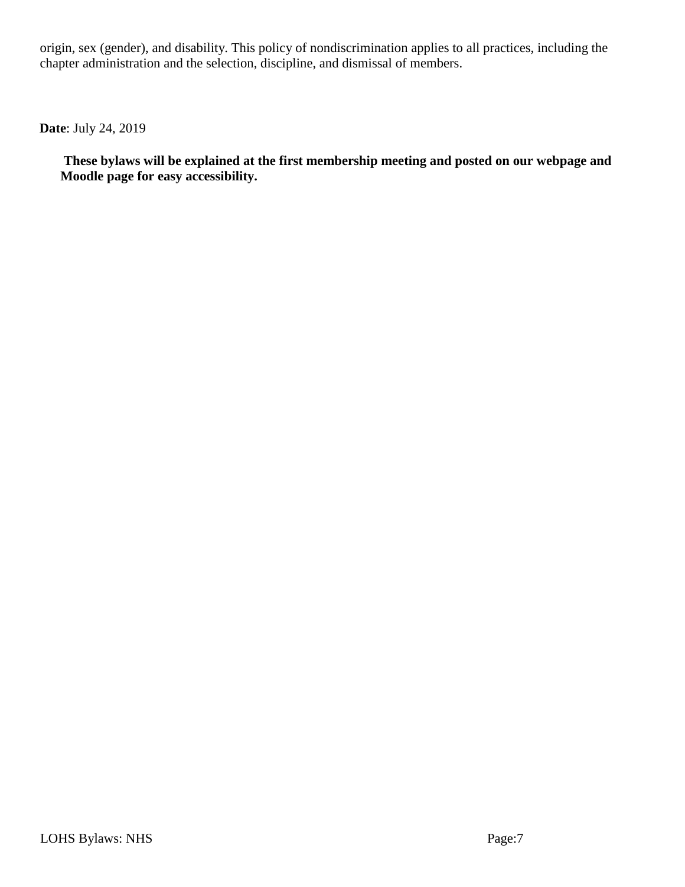origin, sex (gender), and disability. This policy of nondiscrimination applies to all practices, including the chapter administration and the selection, discipline, and dismissal of members.

**Date**: July 24, 2019

**These bylaws will be explained at the first membership meeting and posted on our webpage and Moodle page for easy accessibility.**